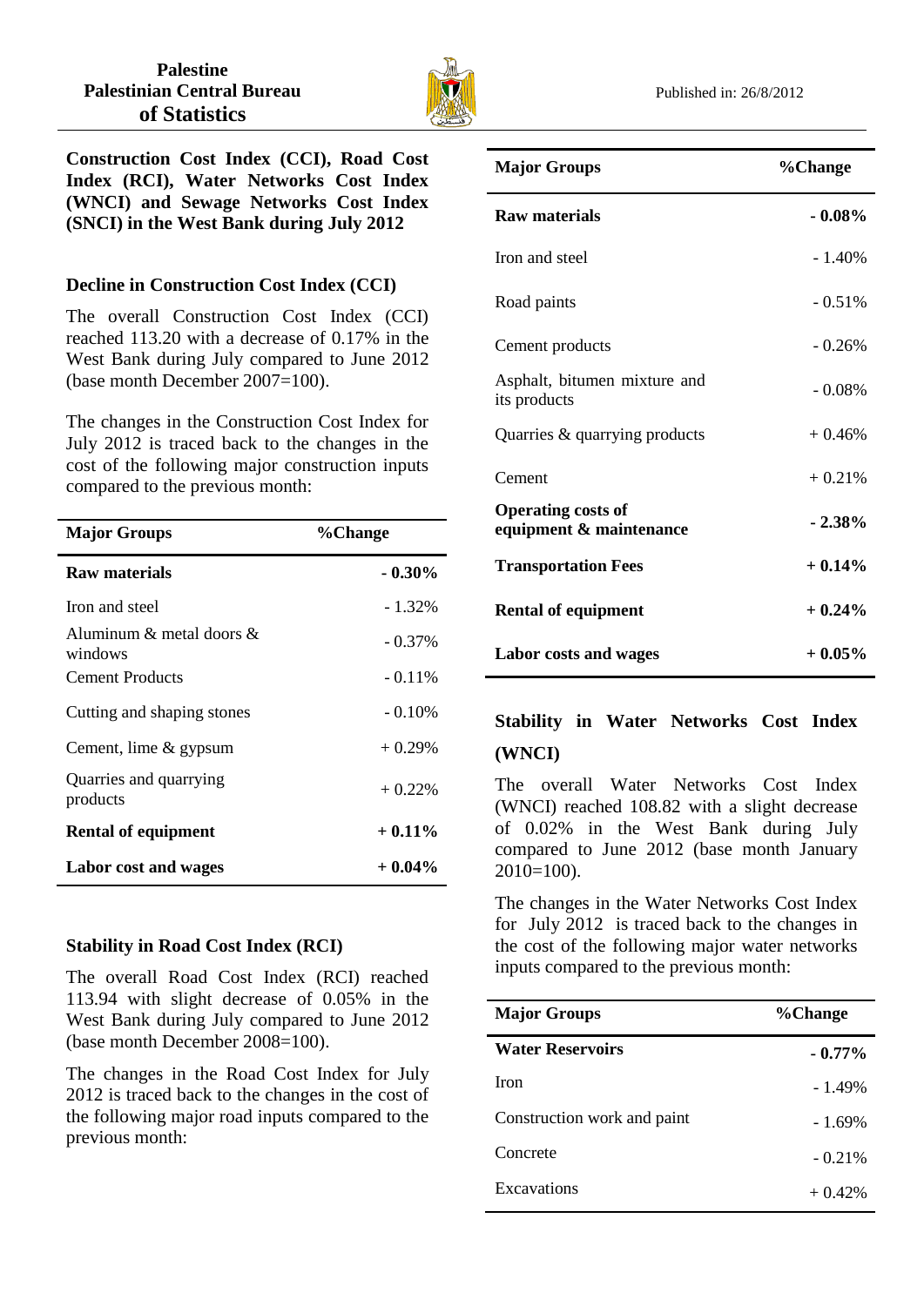**Palestine**
**Palestinian Central Bureau of Statistics**

Published in: 26/8/2012

# Construction Cost Index (CCI), Road Cost Index (RCI), Water Networks Cost Index (WNCI) and Sewage Networks Cost Index (SNCI) in the West Bank during July 2012

## Decline in Construction Cost Index (CCI)

The overall Construction Cost Index (CCI) reached 113.20 with a decrease of 0.17% in the West Bank during July compared to June 2012 (base month December 2007=100).

The changes in the Construction Cost Index for July 2012 is traced back to the changes in the cost of the following major construction inputs compared to the previous month:

| Major Groups | %Change |
|---|---|
| **Raw materials** | **- 0.30%** |
| Iron and steel | - 1.32% |
| Aluminum & metal doors & windows | - 0.37% |
| Cement Products | - 0.11% |
| Cutting and shaping stones | - 0.10% |
| Cement, lime & gypsum | + 0.29% |
| Quarries and quarrying products | + 0.22% |
| **Rental of equipment** | **+ 0.11%** |
| **Labor cost and wages** | **+ 0.04%** |

## Stability in Road Cost Index (RCI)

The overall Road Cost Index (RCI) reached 113.94 with slight decrease of 0.05% in the West Bank during July compared to June 2012 (base month December 2008=100).

The changes in the Road Cost Index for July 2012 is traced back to the changes in the cost of the following major road inputs compared to the previous month:

| Major Groups | %Change |
|---|---|
| **Raw materials** | **- 0.08%** |
| Iron and steel | - 1.40% |
| Road paints | - 0.51% |
| Cement products | - 0.26% |
| Asphalt, bitumen mixture and its products | - 0.08% |
| Quarries & quarrying products | + 0.46% |
| Cement | + 0.21% |
| **Operating costs of equipment & maintenance** | **- 2.38%** |
| **Transportation Fees** | **+ 0.14%** |
| **Rental of equipment** | **+ 0.24%** |
| **Labor costs and wages** | **+ 0.05%** |

## Stability in Water Networks Cost Index (WNCI)

The overall Water Networks Cost Index (WNCI) reached 108.82 with a slight decrease of 0.02% in the West Bank during July compared to June 2012 (base month January 2010=100).

The changes in the Water Networks Cost Index for July 2012 is traced back to the changes in the cost of the following major water networks inputs compared to the previous month:

| Major Groups | %Change |
|---|---|
| **Water Reservoirs** | **- 0.77%** |
| Iron | - 1.49% |
| Construction work and paint | - 1.69% |
| Concrete | - 0.21% |
| Excavations | + 0.42% |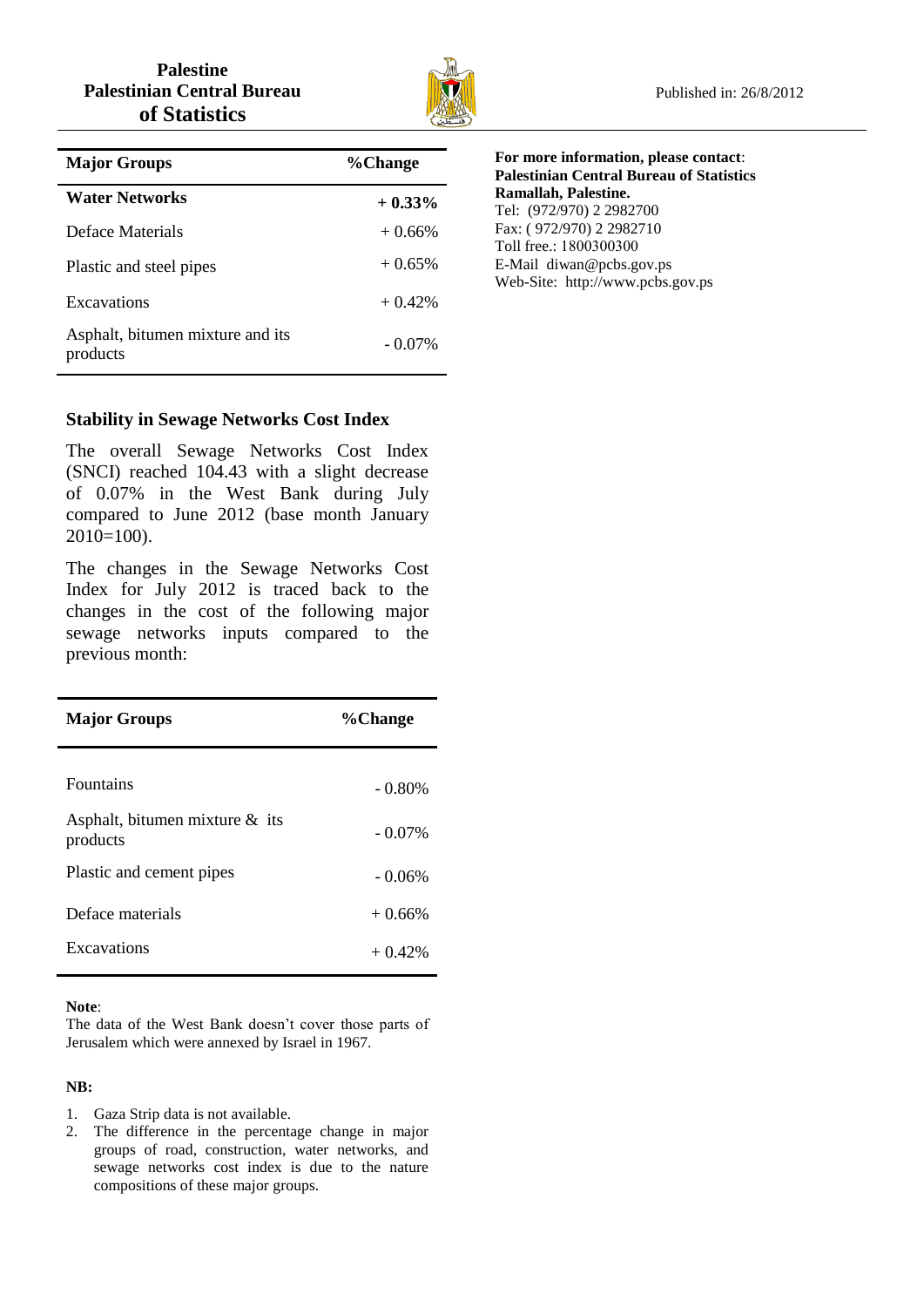**Palestine**
**Palestinian Central Bureau of Statistics**

Published in: 26/8/2012

| Major Groups | %Change |
|---|---|
| **Water Networks** | **+ 0.33%** |
| Deface Materials | + 0.66% |
| Plastic and steel pipes | + 0.65% |
| Excavations | + 0.42% |
| Asphalt, bitumen mixture and its products | - 0.07% |

### Stability in Sewage Networks Cost Index

The overall Sewage Networks Cost Index (SNCI) reached 104.43 with a slight decrease of 0.07% in the West Bank during July compared to June 2012 (base month January 2010=100).

The changes in the Sewage Networks Cost Index for July 2012 is traced back to the changes in the cost of the following major sewage networks inputs compared to the previous month:

| Major Groups | %Change |
|---|---|
| Fountains | - 0.80% |
| Asphalt, bitumen mixture & its products | - 0.07% |
| Plastic and cement pipes | - 0.06% |
| Deface materials | + 0.66% |
| Excavations | + 0.42% |

**Note**:
The data of the West Bank doesn't cover those parts of Jerusalem which were annexed by Israel in 1967.

**NB:**

1. Gaza Strip data is not available.
2. The difference in the percentage change in major groups of road, construction, water networks, and sewage networks cost index is due to the nature compositions of these major groups.

**For more information, please contact**:
**Palestinian Central Bureau of Statistics**
**Ramallah, Palestine.**
Tel: (972/970) 2 2982700
Fax: ( 972/970) 2 2982710
Toll free.: 1800300300
E-Mail diwan@pcbs.gov.ps
Web-Site: http://www.pcbs.gov.ps